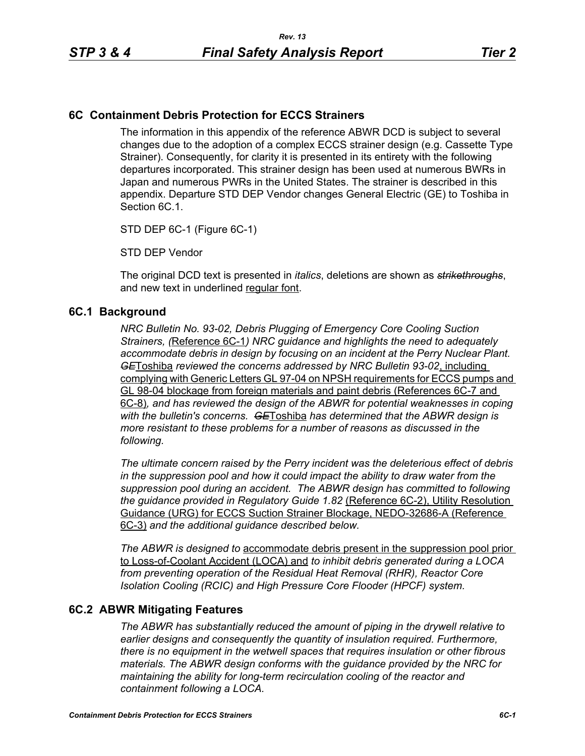## 6C Containment Debris Protection for ECCS Strainers

The information in this appendix of the reference ABWR DCD is subject to several changes due to the adoption of a complex ECCS strainer design (e.g. Cassette Type Strainer). Consequently, for clarity it is presented in its entirety with the following departures incorporated. This strainer design has been used at numerous BWRs in Japan and numerous PWRs in the United States. The strainer is described in this appendix. Departure STD DEP Vendor changes General Electric (GE) to Toshiba in Section 6C.1.

STD DEP 6C-1 (Figure 6C-1)

STD DEP Vendor

The original DCD text is presented in *italics*, deletions are shown as ~~*strikethroughs*~~, and new text in underlined regular font.

### 6C.1 Background

*NRC Bulletin No. 93-02, Debris Plugging of Emergency Core Cooling Suction Strainers, (*<u>Reference 6C-1</u>*) NRC guidance and highlights the need to adequately accommodate debris in design by focusing on an incident at the Perry Nuclear Plant.* ~~*GE*~~<u>Toshiba</u> *reviewed the concerns addressed by NRC Bulletin 93-02*<u>, including complying with Generic Letters GL 97-04 on NPSH requirements for ECCS pumps and GL 98-04 blockage from foreign materials and paint debris (References 6C-7 and 6C-8)</u>*, and has reviewed the design of the ABWR for potential weaknesses in coping with the bulletin's concerns.* ~~*GE*~~<u>Toshiba</u> *has determined that the ABWR design is more resistant to these problems for a number of reasons as discussed in the following.*

*The ultimate concern raised by the Perry incident was the deleterious effect of debris in the suppression pool and how it could impact the ability to draw water from the suppression pool during an accident. The ABWR design has committed to following the guidance provided in Regulatory Guide 1.82* <u>(Reference 6C-2), Utility Resolution Guidance (URG) for ECCS Suction Strainer Blockage, NEDO-32686-A (Reference 6C-3)</u> *and the additional guidance described below.*

*The ABWR is designed to* <u>accommodate debris present in the suppression pool prior to Loss-of-Coolant Accident (LOCA) and</u> *to inhibit debris generated during a LOCA from preventing operation of the Residual Heat Removal (RHR), Reactor Core Isolation Cooling (RCIC) and High Pressure Core Flooder (HPCF) system.*

### 6C.2 ABWR Mitigating Features

*The ABWR has substantially reduced the amount of piping in the drywell relative to earlier designs and consequently the quantity of insulation required. Furthermore, there is no equipment in the wetwell spaces that requires insulation or other fibrous materials. The ABWR design conforms with the guidance provided by the NRC for maintaining the ability for long-term recirculation cooling of the reactor and containment following a LOCA.*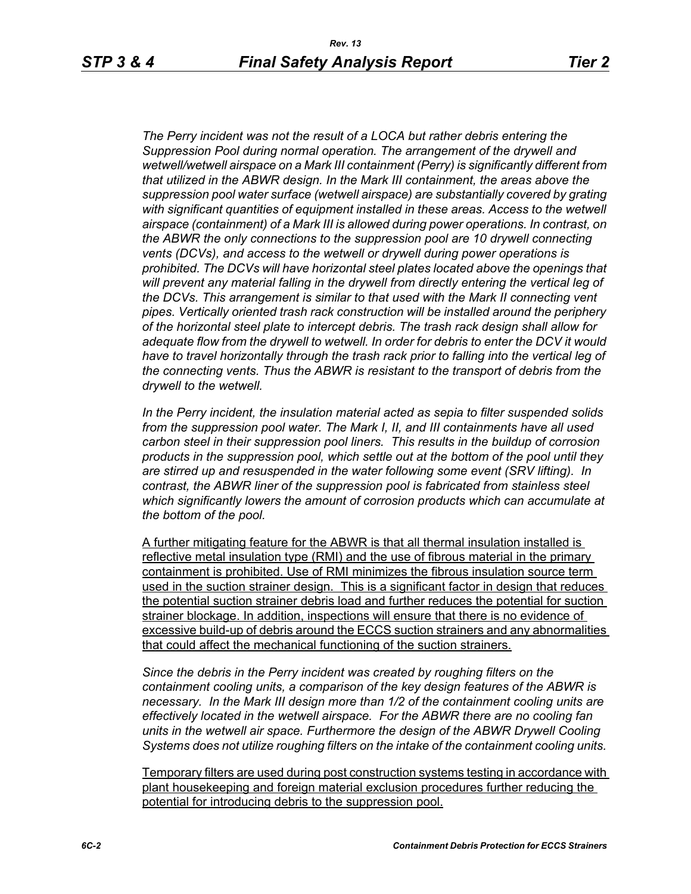*The Perry incident was not the result of a LOCA but rather debris entering the Suppression Pool during normal operation. The arrangement of the drywell and wetwell/wetwell airspace on a Mark III containment (Perry) is significantly different from that utilized in the ABWR design. In the Mark III containment, the areas above the suppression pool water surface (wetwell airspace) are substantially covered by grating with significant quantities of equipment installed in these areas. Access to the wetwell airspace (containment) of a Mark III is allowed during power operations. In contrast, on the ABWR the only connections to the suppression pool are 10 drywell connecting vents (DCVs), and access to the wetwell or drywell during power operations is prohibited. The DCVs will have horizontal steel plates located above the openings that will prevent any material falling in the drywell from directly entering the vertical leg of the DCVs. This arrangement is similar to that used with the Mark II connecting vent pipes. Vertically oriented trash rack construction will be installed around the periphery of the horizontal steel plate to intercept debris. The trash rack design shall allow for adequate flow from the drywell to wetwell. In order for debris to enter the DCV it would have to travel horizontally through the trash rack prior to falling into the vertical leg of the connecting vents. Thus the ABWR is resistant to the transport of debris from the drywell to the wetwell.*

*In the Perry incident, the insulation material acted as sepia to filter suspended solids from the suppression pool water. The Mark I, II, and III containments have all used carbon steel in their suppression pool liners. This results in the buildup of corrosion products in the suppression pool, which settle out at the bottom of the pool until they are stirred up and resuspended in the water following some event (SRV lifting). In contrast, the ABWR liner of the suppression pool is fabricated from stainless steel which significantly lowers the amount of corrosion products which can accumulate at the bottom of the pool.*

A further mitigating feature for the ABWR is that all thermal insulation installed is reflective metal insulation type (RMI) and the use of fibrous material in the primary containment is prohibited. Use of RMI minimizes the fibrous insulation source term used in the suction strainer design. This is a significant factor in design that reduces the potential suction strainer debris load and further reduces the potential for suction strainer blockage. In addition, inspections will ensure that there is no evidence of excessive build-up of debris around the ECCS suction strainers and any abnormalities that could affect the mechanical functioning of the suction strainers.

*Since the debris in the Perry incident was created by roughing filters on the containment cooling units, a comparison of the key design features of the ABWR is necessary. In the Mark III design more than 1/2 of the containment cooling units are effectively located in the wetwell airspace. For the ABWR there are no cooling fan units in the wetwell air space. Furthermore the design of the ABWR Drywell Cooling Systems does not utilize roughing filters on the intake of the containment cooling units.*

Temporary filters are used during post construction systems testing in accordance with plant housekeeping and foreign material exclusion procedures further reducing the potential for introducing debris to the suppression pool.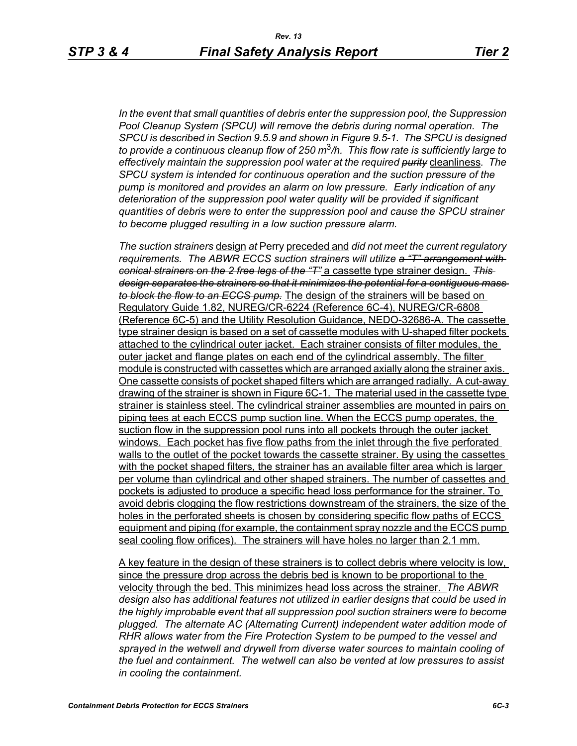*In the event that small quantities of debris enter the suppression pool, the Suppression Pool Cleanup System (SPCU) will remove the debris during normal operation. The SPCU is described in Section 9.5.9 and shown in Figure 9.5-1. The SPCU is designed to provide a continuous cleanup flow of 250 $m^3$/h. This flow rate is sufficiently large to effectively maintain the suppression pool water at the required ~~purity~~* cleanliness*. The SPCU system is intended for continuous operation and the suction pressure of the pump is monitored and provides an alarm on low pressure. Early indication of any deterioration of the suppression pool water quality will be provided if significant quantities of debris were to enter the suppression pool and cause the SPCU strainer to become plugged resulting in a low suction pressure alarm.*

*The suction strainers* design *at* Perry preceded and *did not meet the current regulatory requirements. The ABWR ECCS suction strainers will utilize ~~a "T" arrangement with conical strainers on the 2 free legs of the "T"~~* a cassette type strainer design. *~~This design separates the strainers so that it minimizes the potential for a contiguous mass to block the flow to an ECCS pump.~~* The design of the strainers will be based on Regulatory Guide 1.82, NUREG/CR-6224 (Reference 6C-4), NUREG/CR-6808 (Reference 6C-5) and the Utility Resolution Guidance, NEDO-32686-A. The cassette type strainer design is based on a set of cassette modules with U-shaped filter pockets attached to the cylindrical outer jacket. Each strainer consists of filter modules, the outer jacket and flange plates on each end of the cylindrical assembly. The filter module is constructed with cassettes which are arranged axially along the strainer axis. One cassette consists of pocket shaped filters which are arranged radially. A cut-away drawing of the strainer is shown in Figure 6C-1. The material used in the cassette type strainer is stainless steel. The cylindrical strainer assemblies are mounted in pairs on piping tees at each ECCS pump suction line. When the ECCS pump operates, the suction flow in the suppression pool runs into all pockets through the outer jacket windows. Each pocket has five flow paths from the inlet through the five perforated walls to the outlet of the pocket towards the cassette strainer. By using the cassettes with the pocket shaped filters, the strainer has an available filter area which is larger per volume than cylindrical and other shaped strainers. The number of cassettes and pockets is adjusted to produce a specific head loss performance for the strainer. To avoid debris clogging the flow restrictions downstream of the strainers, the size of the holes in the perforated sheets is chosen by considering specific flow paths of ECCS equipment and piping (for example, the containment spray nozzle and the ECCS pump seal cooling flow orifices). The strainers will have holes no larger than 2.1 mm.

A key feature in the design of these strainers is to collect debris where velocity is low, since the pressure drop across the debris bed is known to be proportional to the velocity through the bed. This minimizes head loss across the strainer. *The ABWR design also has additional features not utilized in earlier designs that could be used in the highly improbable event that all suppression pool suction strainers were to become plugged. The alternate AC (Alternating Current) independent water addition mode of RHR allows water from the Fire Protection System to be pumped to the vessel and sprayed in the wetwell and drywell from diverse water sources to maintain cooling of the fuel and containment. The wetwell can also be vented at low pressures to assist in cooling the containment.*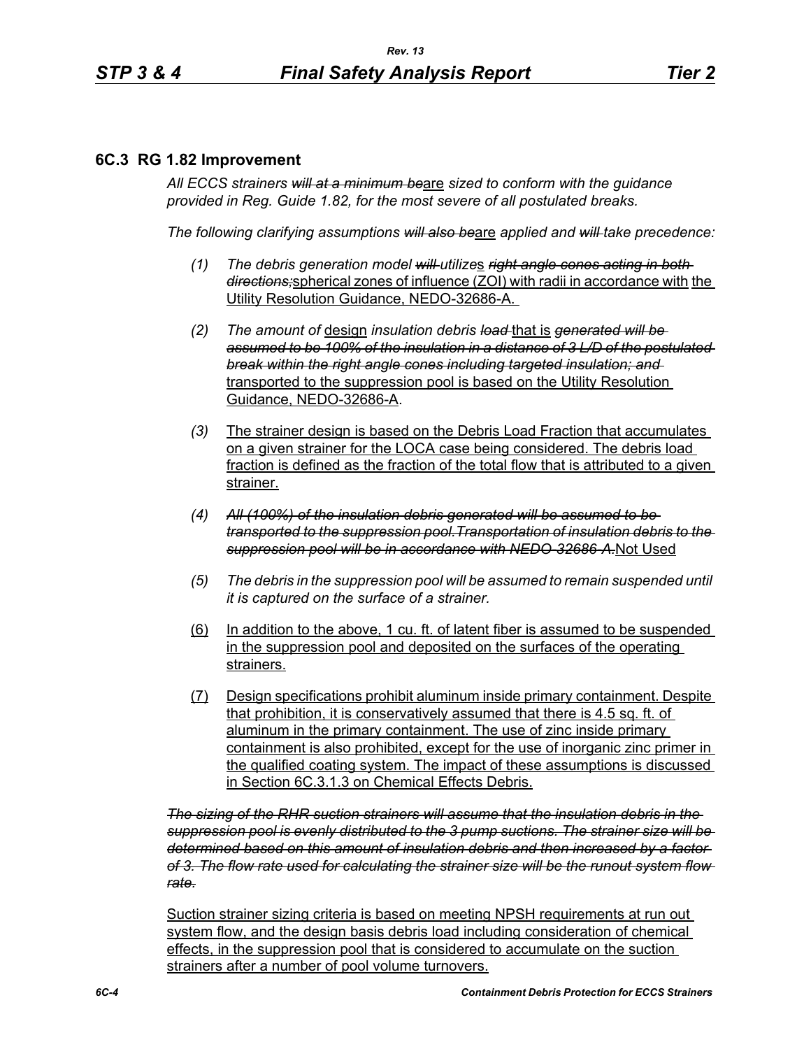## 6C.3 RG 1.82 Improvement

*All ECCS strainers ~~will at a minimum be~~*are *sized to conform with the guidance provided in Reg. Guide 1.82, for the most severe of all postulated breaks.*

*The following clarifying assumptions ~~will also be~~*are *applied and ~~will~~ take precedence:*

(1) *The debris generation model ~~will~~ utilize*s *~~right angle cones acting in both directions;~~*spherical zones of influence (ZOI) with radii in accordance with the Utility Resolution Guidance, NEDO-32686-A.

(2) *The amount of* design *insulation debris ~~load~~* that is *~~generated will be assumed to be 100% of the insulation in a distance of 3 L/D of the postulated break within the right angle cones including targeted insulation; and~~* transported to the suppression pool is based on the Utility Resolution Guidance, NEDO-32686-A.

(3) The strainer design is based on the Debris Load Fraction that accumulates on a given strainer for the LOCA case being considered. The debris load fraction is defined as the fraction of the total flow that is attributed to a given strainer.

(4) *~~All (100%) of the insulation debris generated will be assumed to be transported to the suppression pool.Transportation of insulation debris to the suppression pool will be in accordance with NEDO-32686-A.~~*Not Used

(5) *The debris in the suppression pool will be assumed to remain suspended until it is captured on the surface of a strainer.*

(6) In addition to the above, 1 cu. ft. of latent fiber is assumed to be suspended in the suppression pool and deposited on the surfaces of the operating strainers.

(7) Design specifications prohibit aluminum inside primary containment. Despite that prohibition, it is conservatively assumed that there is 4.5 sq. ft. of aluminum in the primary containment. The use of zinc inside primary containment is also prohibited, except for the use of inorganic zinc primer in the qualified coating system. The impact of these assumptions is discussed in Section 6C.3.1.3 on Chemical Effects Debris.

*~~The sizing of the RHR suction strainers will assume that the insulation debris in the suppression pool is evenly distributed to the 3 pump suctions. The strainer size will be determined based on this amount of insulation debris and then increased by a factor of 3. The flow rate used for calculating the strainer size will be the runout system flow rate.~~*

Suction strainer sizing criteria is based on meeting NPSH requirements at run out system flow, and the design basis debris load including consideration of chemical effects, in the suppression pool that is considered to accumulate on the suction strainers after a number of pool volume turnovers.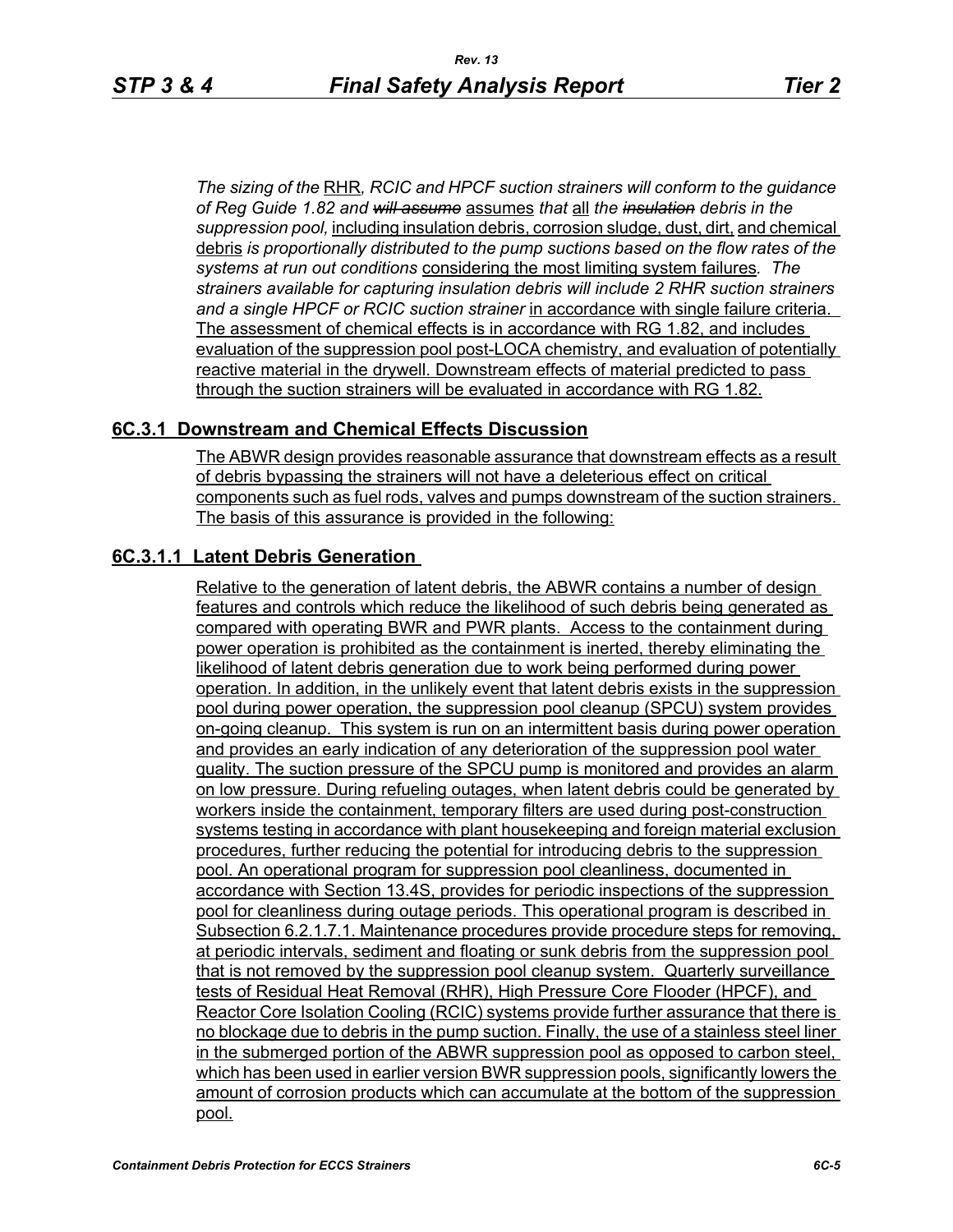*The sizing of the* RHR*, RCIC and HPCF suction strainers will conform to the guidance of Reg Guide 1.82 and ~~will assume~~* assumes *that* all *the ~~insulation~~ debris in the suppression pool,* including insulation debris, corrosion sludge, dust, dirt, and chemical debris *is proportionally distributed to the pump suctions based on the flow rates of the systems at run out conditions* considering the most limiting system failures*. The strainers available for capturing insulation debris will include 2 RHR suction strainers and a single HPCF or RCIC suction strainer* in accordance with single failure criteria. The assessment of chemical effects is in accordance with RG 1.82, and includes evaluation of the suppression pool post-LOCA chemistry, and evaluation of potentially reactive material in the drywell. Downstream effects of material predicted to pass through the suction strainers will be evaluated in accordance with RG 1.82.

## 6C.3.1 Downstream and Chemical Effects Discussion

The ABWR design provides reasonable assurance that downstream effects as a result of debris bypassing the strainers will not have a deleterious effect on critical components such as fuel rods, valves and pumps downstream of the suction strainers. The basis of this assurance is provided in the following:

### 6C.3.1.1 Latent Debris Generation

Relative to the generation of latent debris, the ABWR contains a number of design features and controls which reduce the likelihood of such debris being generated as compared with operating BWR and PWR plants. Access to the containment during power operation is prohibited as the containment is inerted, thereby eliminating the likelihood of latent debris generation due to work being performed during power operation. In addition, in the unlikely event that latent debris exists in the suppression pool during power operation, the suppression pool cleanup (SPCU) system provides on-going cleanup. This system is run on an intermittent basis during power operation and provides an early indication of any deterioration of the suppression pool water quality. The suction pressure of the SPCU pump is monitored and provides an alarm on low pressure. During refueling outages, when latent debris could be generated by workers inside the containment, temporary filters are used during post-construction systems testing in accordance with plant housekeeping and foreign material exclusion procedures, further reducing the potential for introducing debris to the suppression pool. An operational program for suppression pool cleanliness, documented in accordance with Section 13.4S, provides for periodic inspections of the suppression pool for cleanliness during outage periods. This operational program is described in Subsection 6.2.1.7.1. Maintenance procedures provide procedure steps for removing, at periodic intervals, sediment and floating or sunk debris from the suppression pool that is not removed by the suppression pool cleanup system. Quarterly surveillance tests of Residual Heat Removal (RHR), High Pressure Core Flooder (HPCF), and Reactor Core Isolation Cooling (RCIC) systems provide further assurance that there is no blockage due to debris in the pump suction. Finally, the use of a stainless steel liner in the submerged portion of the ABWR suppression pool as opposed to carbon steel, which has been used in earlier version BWR suppression pools, significantly lowers the amount of corrosion products which can accumulate at the bottom of the suppression pool.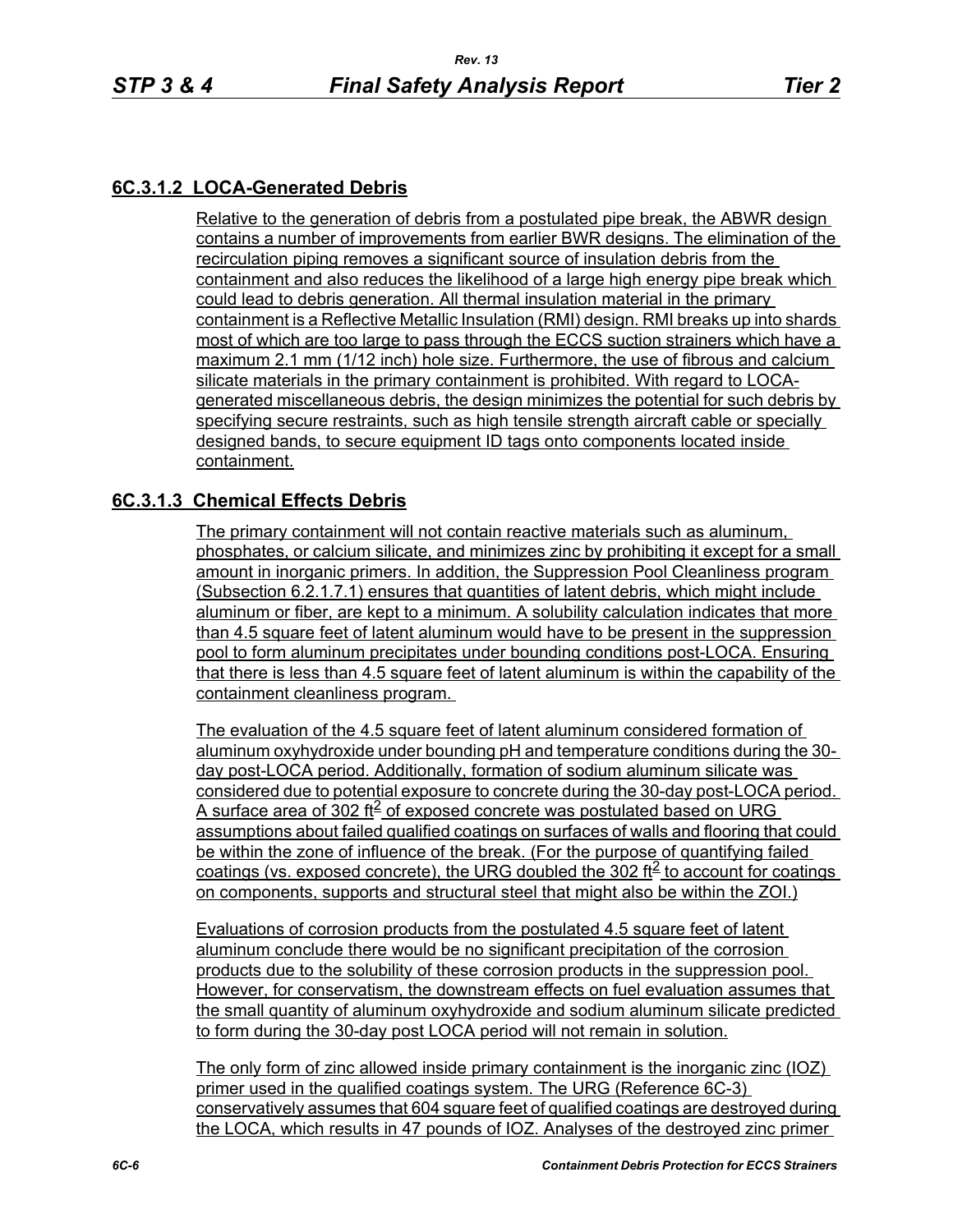### 6C.3.1.2 LOCA-Generated Debris

Relative to the generation of debris from a postulated pipe break, the ABWR design contains a number of improvements from earlier BWR designs. The elimination of the recirculation piping removes a significant source of insulation debris from the containment and also reduces the likelihood of a large high energy pipe break which could lead to debris generation. All thermal insulation material in the primary containment is a Reflective Metallic Insulation (RMI) design. RMI breaks up into shards most of which are too large to pass through the ECCS suction strainers which have a maximum 2.1 mm (1/12 inch) hole size. Furthermore, the use of fibrous and calcium silicate materials in the primary containment is prohibited. With regard to LOCA-generated miscellaneous debris, the design minimizes the potential for such debris by specifying secure restraints, such as high tensile strength aircraft cable or specially designed bands, to secure equipment ID tags onto components located inside containment.

### 6C.3.1.3 Chemical Effects Debris

The primary containment will not contain reactive materials such as aluminum, phosphates, or calcium silicate, and minimizes zinc by prohibiting it except for a small amount in inorganic primers. In addition, the Suppression Pool Cleanliness program (Subsection 6.2.1.7.1) ensures that quantities of latent debris, which might include aluminum or fiber, are kept to a minimum. A solubility calculation indicates that more than 4.5 square feet of latent aluminum would have to be present in the suppression pool to form aluminum precipitates under bounding conditions post-LOCA. Ensuring that there is less than 4.5 square feet of latent aluminum is within the capability of the containment cleanliness program.

The evaluation of the 4.5 square feet of latent aluminum considered formation of aluminum oxyhydroxide under bounding pH and temperature conditions during the 30-day post-LOCA period. Additionally, formation of sodium aluminum silicate was considered due to potential exposure to concrete during the 30-day post-LOCA period. A surface area of 302 $ft^2$ of exposed concrete was postulated based on URG assumptions about failed qualified coatings on surfaces of walls and flooring that could be within the zone of influence of the break. (For the purpose of quantifying failed coatings (vs. exposed concrete), the URG doubled the 302 $ft^2$ to account for coatings on components, supports and structural steel that might also be within the ZOI.)

Evaluations of corrosion products from the postulated 4.5 square feet of latent aluminum conclude there would be no significant precipitation of the corrosion products due to the solubility of these corrosion products in the suppression pool. However, for conservatism, the downstream effects on fuel evaluation assumes that the small quantity of aluminum oxyhydroxide and sodium aluminum silicate predicted to form during the 30-day post LOCA period will not remain in solution.

The only form of zinc allowed inside primary containment is the inorganic zinc (IOZ) primer used in the qualified coatings system. The URG (Reference 6C-3) conservatively assumes that 604 square feet of qualified coatings are destroyed during the LOCA, which results in 47 pounds of IOZ. Analyses of the destroyed zinc primer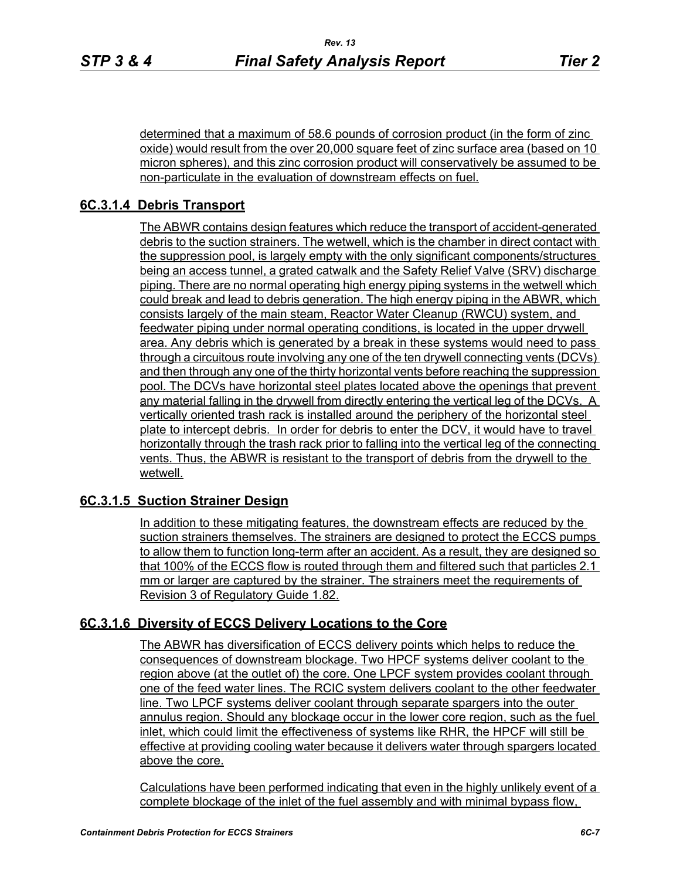determined that a maximum of 58.6 pounds of corrosion product (in the form of zinc oxide) would result from the over 20,000 square feet of zinc surface area (based on 10 micron spheres), and this zinc corrosion product will conservatively be assumed to be non-particulate in the evaluation of downstream effects on fuel.

### 6C.3.1.4 Debris Transport

The ABWR contains design features which reduce the transport of accident-generated debris to the suction strainers. The wetwell, which is the chamber in direct contact with the suppression pool, is largely empty with the only significant components/structures being an access tunnel, a grated catwalk and the Safety Relief Valve (SRV) discharge piping. There are no normal operating high energy piping systems in the wetwell which could break and lead to debris generation. The high energy piping in the ABWR, which consists largely of the main steam, Reactor Water Cleanup (RWCU) system, and feedwater piping under normal operating conditions, is located in the upper drywell area. Any debris which is generated by a break in these systems would need to pass through a circuitous route involving any one of the ten drywell connecting vents (DCVs) and then through any one of the thirty horizontal vents before reaching the suppression pool. The DCVs have horizontal steel plates located above the openings that prevent any material falling in the drywell from directly entering the vertical leg of the DCVs. A vertically oriented trash rack is installed around the periphery of the horizontal steel plate to intercept debris. In order for debris to enter the DCV, it would have to travel horizontally through the trash rack prior to falling into the vertical leg of the connecting vents. Thus, the ABWR is resistant to the transport of debris from the drywell to the wetwell.

### 6C.3.1.5 Suction Strainer Design

In addition to these mitigating features, the downstream effects are reduced by the suction strainers themselves. The strainers are designed to protect the ECCS pumps to allow them to function long-term after an accident. As a result, they are designed so that 100% of the ECCS flow is routed through them and filtered such that particles 2.1 mm or larger are captured by the strainer. The strainers meet the requirements of Revision 3 of Regulatory Guide 1.82.

### 6C.3.1.6 Diversity of ECCS Delivery Locations to the Core

The ABWR has diversification of ECCS delivery points which helps to reduce the consequences of downstream blockage. Two HPCF systems deliver coolant to the region above (at the outlet of) the core. One LPCF system provides coolant through one of the feed water lines. The RCIC system delivers coolant to the other feedwater line. Two LPCF systems deliver coolant through separate spargers into the outer annulus region. Should any blockage occur in the lower core region, such as the fuel inlet, which could limit the effectiveness of systems like RHR, the HPCF will still be effective at providing cooling water because it delivers water through spargers located above the core.

Calculations have been performed indicating that even in the highly unlikely event of a complete blockage of the inlet of the fuel assembly and with minimal bypass flow,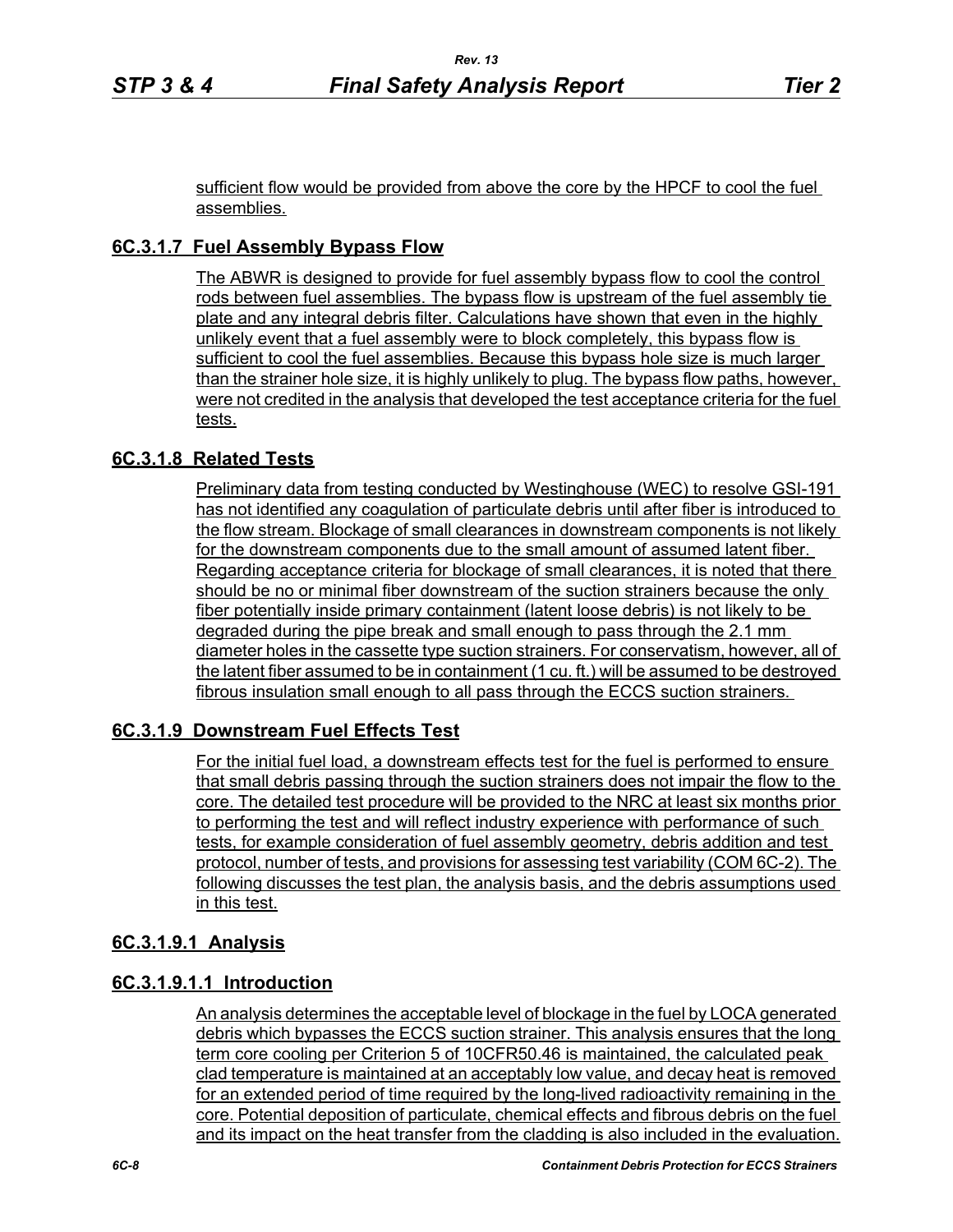sufficient flow would be provided from above the core by the HPCF to cool the fuel assemblies.

### 6C.3.1.7 Fuel Assembly Bypass Flow

The ABWR is designed to provide for fuel assembly bypass flow to cool the control rods between fuel assemblies. The bypass flow is upstream of the fuel assembly tie plate and any integral debris filter. Calculations have shown that even in the highly unlikely event that a fuel assembly were to block completely, this bypass flow is sufficient to cool the fuel assemblies. Because this bypass hole size is much larger than the strainer hole size, it is highly unlikely to plug. The bypass flow paths, however, were not credited in the analysis that developed the test acceptance criteria for the fuel tests.

### 6C.3.1.8 Related Tests

Preliminary data from testing conducted by Westinghouse (WEC) to resolve GSI-191 has not identified any coagulation of particulate debris until after fiber is introduced to the flow stream. Blockage of small clearances in downstream components is not likely for the downstream components due to the small amount of assumed latent fiber. Regarding acceptance criteria for blockage of small clearances, it is noted that there should be no or minimal fiber downstream of the suction strainers because the only fiber potentially inside primary containment (latent loose debris) is not likely to be degraded during the pipe break and small enough to pass through the 2.1 mm diameter holes in the cassette type suction strainers. For conservatism, however, all of the latent fiber assumed to be in containment (1 cu. ft.) will be assumed to be destroyed fibrous insulation small enough to all pass through the ECCS suction strainers.

### 6C.3.1.9 Downstream Fuel Effects Test

For the initial fuel load, a downstream effects test for the fuel is performed to ensure that small debris passing through the suction strainers does not impair the flow to the core. The detailed test procedure will be provided to the NRC at least six months prior to performing the test and will reflect industry experience with performance of such tests, for example consideration of fuel assembly geometry, debris addition and test protocol, number of tests, and provisions for assessing test variability (COM 6C-2). The following discusses the test plan, the analysis basis, and the debris assumptions used in this test.

#### 6C.3.1.9.1 Analysis

##### 6C.3.1.9.1.1 Introduction

An analysis determines the acceptable level of blockage in the fuel by LOCA generated debris which bypasses the ECCS suction strainer. This analysis ensures that the long term core cooling per Criterion 5 of 10CFR50.46 is maintained, the calculated peak clad temperature is maintained at an acceptably low value, and decay heat is removed for an extended period of time required by the long-lived radioactivity remaining in the core. Potential deposition of particulate, chemical effects and fibrous debris on the fuel and its impact on the heat transfer from the cladding is also included in the evaluation.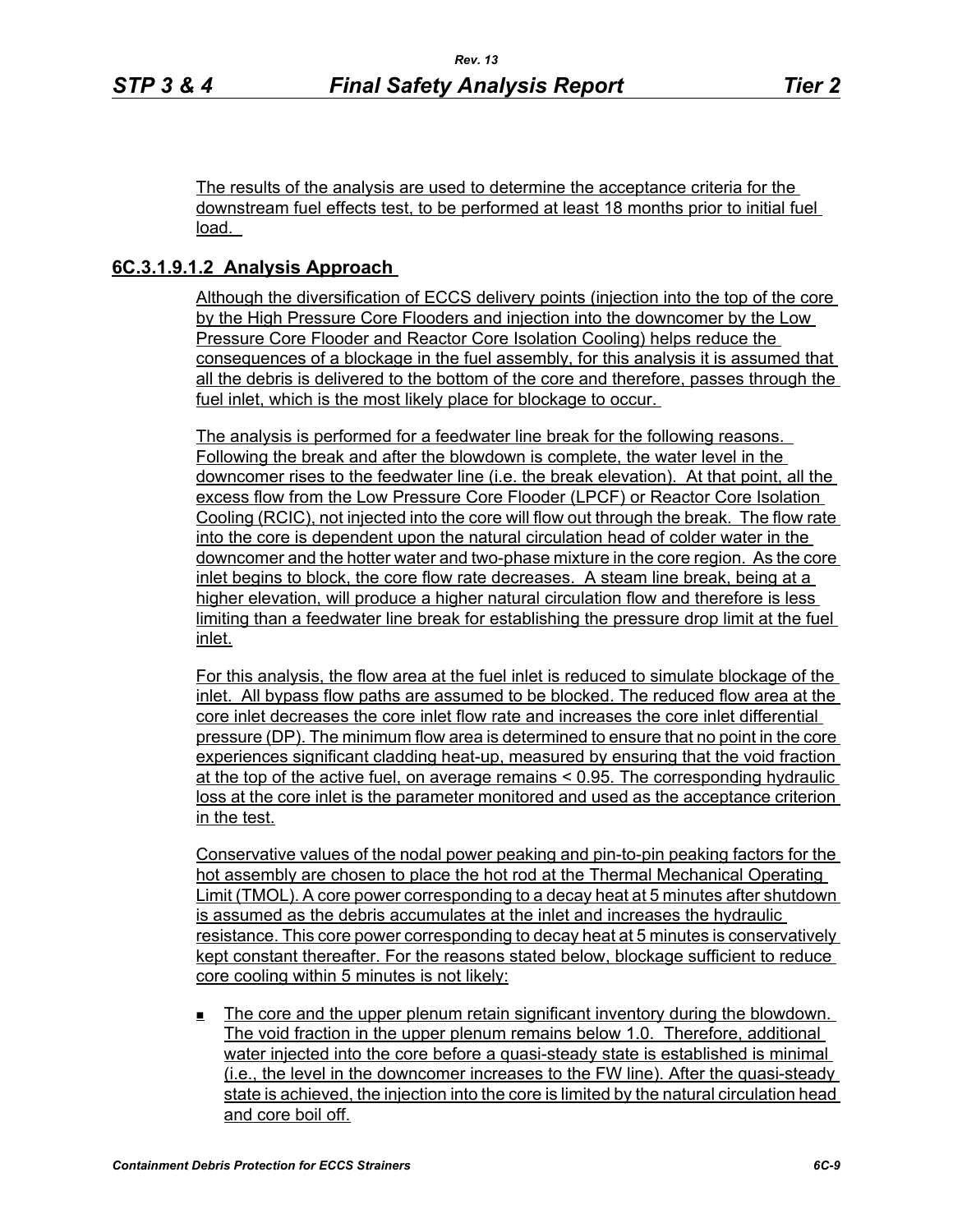The results of the analysis are used to determine the acceptance criteria for the downstream fuel effects test, to be performed at least 18 months prior to initial fuel load.

### 6C.3.1.9.1.2 Analysis Approach

Although the diversification of ECCS delivery points (injection into the top of the core by the High Pressure Core Flooders and injection into the downcomer by the Low Pressure Core Flooder and Reactor Core Isolation Cooling) helps reduce the consequences of a blockage in the fuel assembly, for this analysis it is assumed that all the debris is delivered to the bottom of the core and therefore, passes through the fuel inlet, which is the most likely place for blockage to occur.

The analysis is performed for a feedwater line break for the following reasons. Following the break and after the blowdown is complete, the water level in the downcomer rises to the feedwater line (i.e. the break elevation). At that point, all the excess flow from the Low Pressure Core Flooder (LPCF) or Reactor Core Isolation Cooling (RCIC), not injected into the core will flow out through the break. The flow rate into the core is dependent upon the natural circulation head of colder water in the downcomer and the hotter water and two-phase mixture in the core region. As the core inlet begins to block, the core flow rate decreases. A steam line break, being at a higher elevation, will produce a higher natural circulation flow and therefore is less limiting than a feedwater line break for establishing the pressure drop limit at the fuel inlet.

For this analysis, the flow area at the fuel inlet is reduced to simulate blockage of the inlet. All bypass flow paths are assumed to be blocked. The reduced flow area at the core inlet decreases the core inlet flow rate and increases the core inlet differential pressure (DP). The minimum flow area is determined to ensure that no point in the core experiences significant cladding heat-up, measured by ensuring that the void fraction at the top of the active fuel, on average remains < 0.95. The corresponding hydraulic loss at the core inlet is the parameter monitored and used as the acceptance criterion in the test.

Conservative values of the nodal power peaking and pin-to-pin peaking factors for the hot assembly are chosen to place the hot rod at the Thermal Mechanical Operating Limit (TMOL). A core power corresponding to a decay heat at 5 minutes after shutdown is assumed as the debris accumulates at the inlet and increases the hydraulic resistance. This core power corresponding to decay heat at 5 minutes is conservatively kept constant thereafter. For the reasons stated below, blockage sufficient to reduce core cooling within 5 minutes is not likely:

- The core and the upper plenum retain significant inventory during the blowdown. The void fraction in the upper plenum remains below 1.0. Therefore, additional water injected into the core before a quasi-steady state is established is minimal (i.e., the level in the downcomer increases to the FW line). After the quasi-steady state is achieved, the injection into the core is limited by the natural circulation head and core boil off.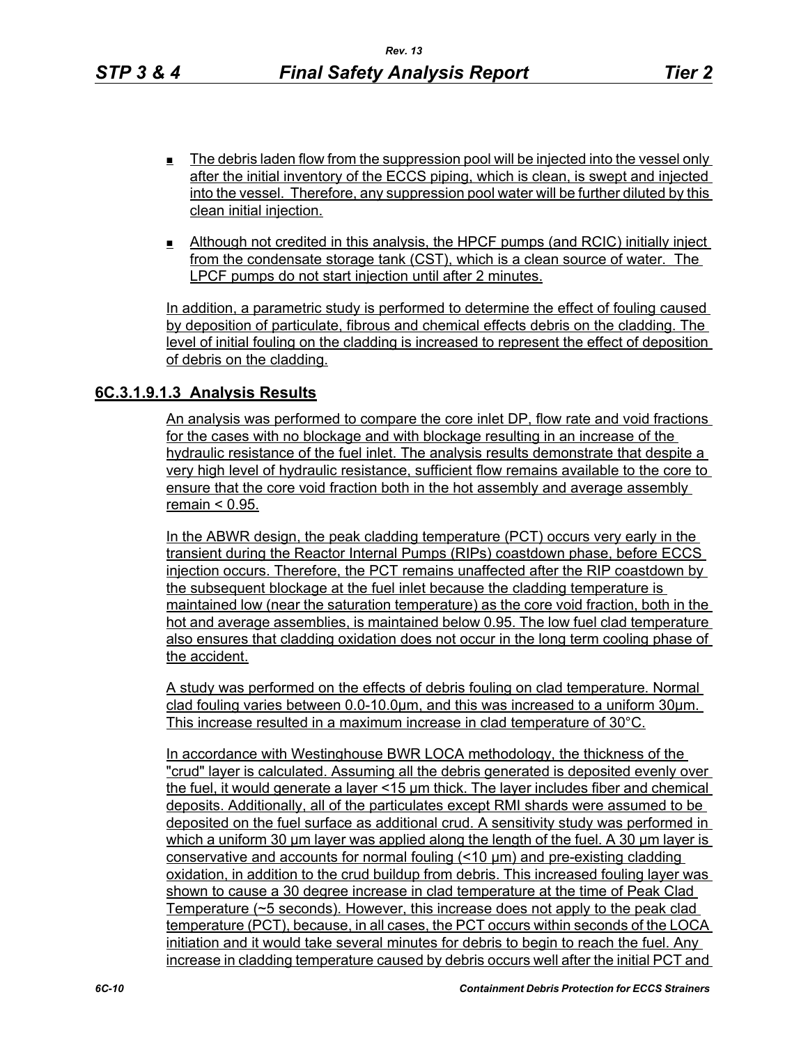- The debris laden flow from the suppression pool will be injected into the vessel only after the initial inventory of the ECCS piping, which is clean, is swept and injected into the vessel. Therefore, any suppression pool water will be further diluted by this clean initial injection.
- Although not credited in this analysis, the HPCF pumps (and RCIC) initially inject from the condensate storage tank (CST), which is a clean source of water. The LPCF pumps do not start injection until after 2 minutes.

In addition, a parametric study is performed to determine the effect of fouling caused by deposition of particulate, fibrous and chemical effects debris on the cladding. The level of initial fouling on the cladding is increased to represent the effect of deposition of debris on the cladding.

## 6C.3.1.9.1.3 Analysis Results

An analysis was performed to compare the core inlet DP, flow rate and void fractions for the cases with no blockage and with blockage resulting in an increase of the hydraulic resistance of the fuel inlet. The analysis results demonstrate that despite a very high level of hydraulic resistance, sufficient flow remains available to the core to ensure that the core void fraction both in the hot assembly and average assembly remain < 0.95.

In the ABWR design, the peak cladding temperature (PCT) occurs very early in the transient during the Reactor Internal Pumps (RIPs) coastdown phase, before ECCS injection occurs. Therefore, the PCT remains unaffected after the RIP coastdown by the subsequent blockage at the fuel inlet because the cladding temperature is maintained low (near the saturation temperature) as the core void fraction, both in the hot and average assemblies, is maintained below 0.95. The low fuel clad temperature also ensures that cladding oxidation does not occur in the long term cooling phase of the accident.

A study was performed on the effects of debris fouling on clad temperature. Normal clad fouling varies between 0.0-10.0μm, and this was increased to a uniform 30μm. This increase resulted in a maximum increase in clad temperature of 30°C.

In accordance with Westinghouse BWR LOCA methodology, the thickness of the "crud" layer is calculated. Assuming all the debris generated is deposited evenly over the fuel, it would generate a layer <15 μm thick. The layer includes fiber and chemical deposits. Additionally, all of the particulates except RMI shards were assumed to be deposited on the fuel surface as additional crud. A sensitivity study was performed in which a uniform 30 μm layer was applied along the length of the fuel. A 30 μm layer is conservative and accounts for normal fouling (<10 μm) and pre-existing cladding oxidation, in addition to the crud buildup from debris. This increased fouling layer was shown to cause a 30 degree increase in clad temperature at the time of Peak Clad Temperature (~5 seconds). However, this increase does not apply to the peak clad temperature (PCT), because, in all cases, the PCT occurs within seconds of the LOCA initiation and it would take several minutes for debris to begin to reach the fuel. Any increase in cladding temperature caused by debris occurs well after the initial PCT and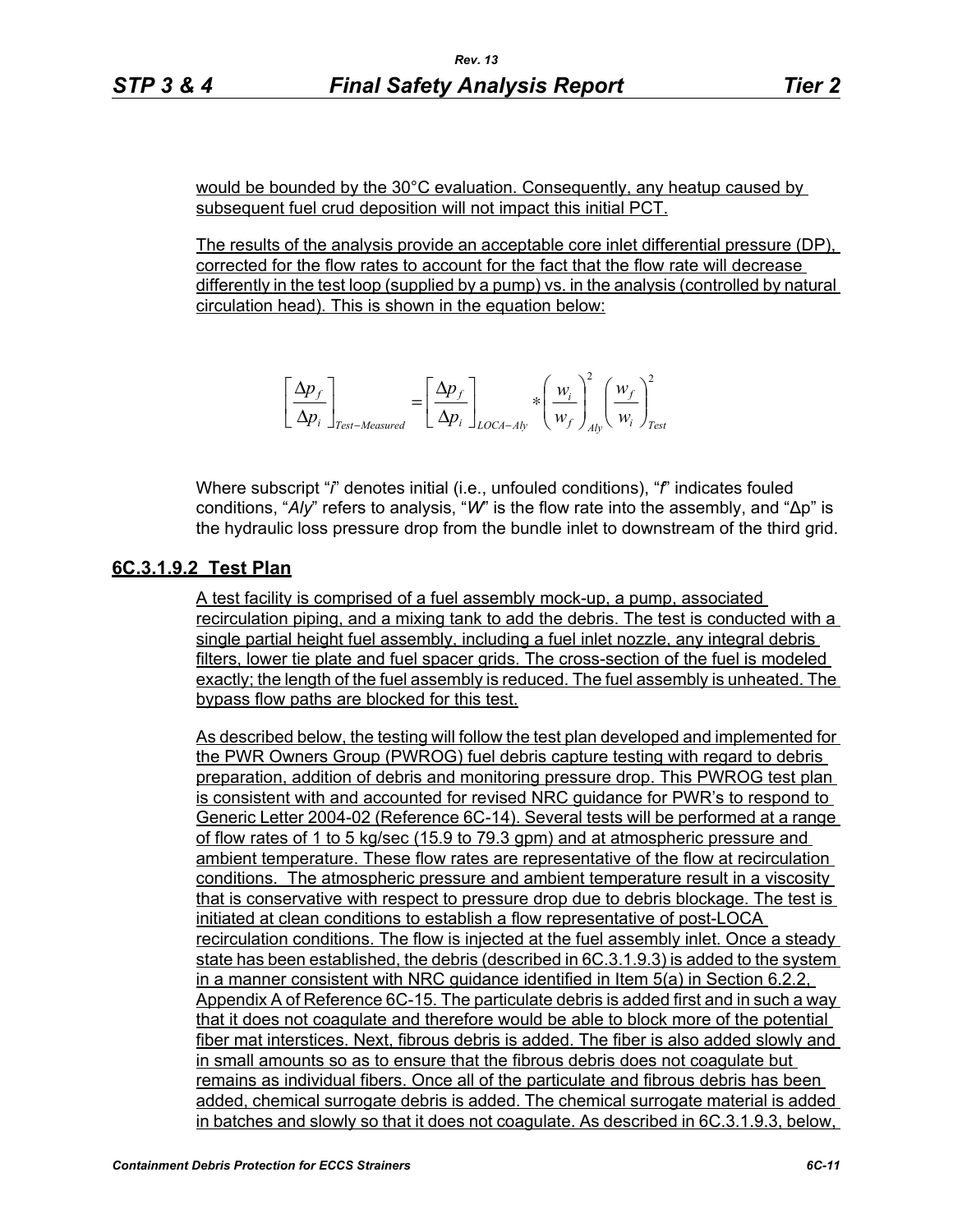would be bounded by the 30°C evaluation. Consequently, any heatup caused by subsequent fuel crud deposition will not impact this initial PCT.

The results of the analysis provide an acceptable core inlet differential pressure (DP), corrected for the flow rates to account for the fact that the flow rate will decrease differently in the test loop (supplied by a pump) vs. in the analysis (controlled by natural circulation head). This is shown in the equation below:

$$\left[\frac{\Delta p_f}{\Delta p_i}\right]_{Test-Measured} = \left[\frac{\Delta p_f}{\Delta p_i}\right]_{LOCA-Aly} * \left(\frac{w_i}{w_f}\right)^2_{Aly}\left(\frac{w_f}{w_i}\right)^2_{Test}$$

Where subscript "*i*" denotes initial (i.e., unfouled conditions), "*f*" indicates fouled conditions, "*Aly*" refers to analysis, "*W*" is the flow rate into the assembly, and "Δp" is the hydraulic loss pressure drop from the bundle inlet to downstream of the third grid.

### 6C.3.1.9.2 Test Plan

A test facility is comprised of a fuel assembly mock-up, a pump, associated recirculation piping, and a mixing tank to add the debris. The test is conducted with a single partial height fuel assembly, including a fuel inlet nozzle, any integral debris filters, lower tie plate and fuel spacer grids. The cross-section of the fuel is modeled exactly; the length of the fuel assembly is reduced. The fuel assembly is unheated. The bypass flow paths are blocked for this test.

As described below, the testing will follow the test plan developed and implemented for the PWR Owners Group (PWROG) fuel debris capture testing with regard to debris preparation, addition of debris and monitoring pressure drop. This PWROG test plan is consistent with and accounted for revised NRC guidance for PWR's to respond to Generic Letter 2004-02 (Reference 6C-14). Several tests will be performed at a range of flow rates of 1 to 5 kg/sec (15.9 to 79.3 gpm) and at atmospheric pressure and ambient temperature. These flow rates are representative of the flow at recirculation conditions. The atmospheric pressure and ambient temperature result in a viscosity that is conservative with respect to pressure drop due to debris blockage. The test is initiated at clean conditions to establish a flow representative of post-LOCA recirculation conditions. The flow is injected at the fuel assembly inlet. Once a steady state has been established, the debris (described in 6C.3.1.9.3) is added to the system in a manner consistent with NRC guidance identified in Item 5(a) in Section 6.2.2, Appendix A of Reference 6C-15. The particulate debris is added first and in such a way that it does not coagulate and therefore would be able to block more of the potential fiber mat interstices. Next, fibrous debris is added. The fiber is also added slowly and in small amounts so as to ensure that the fibrous debris does not coagulate but remains as individual fibers. Once all of the particulate and fibrous debris has been added, chemical surrogate debris is added. The chemical surrogate material is added in batches and slowly so that it does not coagulate. As described in 6C.3.1.9.3, below,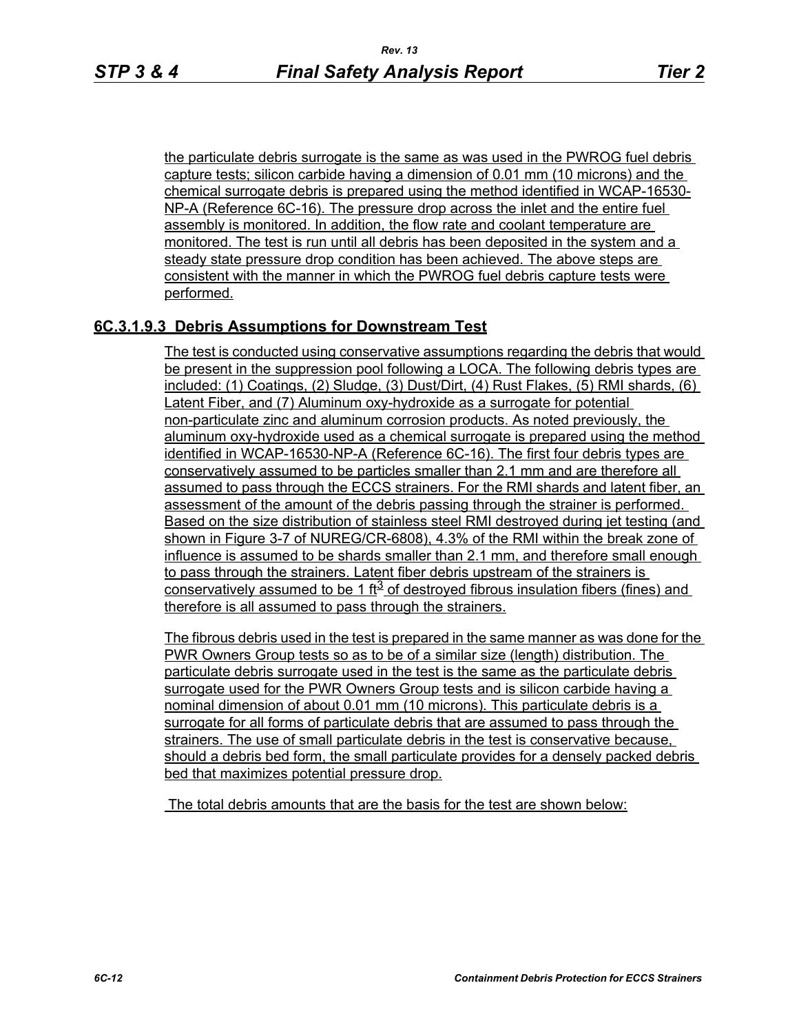the particulate debris surrogate is the same as was used in the PWROG fuel debris capture tests; silicon carbide having a dimension of 0.01 mm (10 microns) and the chemical surrogate debris is prepared using the method identified in WCAP-16530-NP-A (Reference 6C-16). The pressure drop across the inlet and the entire fuel assembly is monitored. In addition, the flow rate and coolant temperature are monitored. The test is run until all debris has been deposited in the system and a steady state pressure drop condition has been achieved. The above steps are consistent with the manner in which the PWROG fuel debris capture tests were performed.

### 6C.3.1.9.3 Debris Assumptions for Downstream Test

The test is conducted using conservative assumptions regarding the debris that would be present in the suppression pool following a LOCA. The following debris types are included: (1) Coatings, (2) Sludge, (3) Dust/Dirt, (4) Rust Flakes, (5) RMI shards, (6) Latent Fiber, and (7) Aluminum oxy-hydroxide as a surrogate for potential non-particulate zinc and aluminum corrosion products. As noted previously, the aluminum oxy-hydroxide used as a chemical surrogate is prepared using the method identified in WCAP-16530-NP-A (Reference 6C-16). The first four debris types are conservatively assumed to be particles smaller than 2.1 mm and are therefore all assumed to pass through the ECCS strainers. For the RMI shards and latent fiber, an assessment of the amount of the debris passing through the strainer is performed. Based on the size distribution of stainless steel RMI destroyed during jet testing (and shown in Figure 3-7 of NUREG/CR-6808), 4.3% of the RMI within the break zone of influence is assumed to be shards smaller than 2.1 mm, and therefore small enough to pass through the strainers. Latent fiber debris upstream of the strainers is conservatively assumed to be 1 $ft^3$ of destroyed fibrous insulation fibers (fines) and therefore is all assumed to pass through the strainers.

The fibrous debris used in the test is prepared in the same manner as was done for the PWR Owners Group tests so as to be of a similar size (length) distribution. The particulate debris surrogate used in the test is the same as the particulate debris surrogate used for the PWR Owners Group tests and is silicon carbide having a nominal dimension of about 0.01 mm (10 microns). This particulate debris is a surrogate for all forms of particulate debris that are assumed to pass through the strainers. The use of small particulate debris in the test is conservative because, should a debris bed form, the small particulate provides for a densely packed debris bed that maximizes potential pressure drop.

The total debris amounts that are the basis for the test are shown below: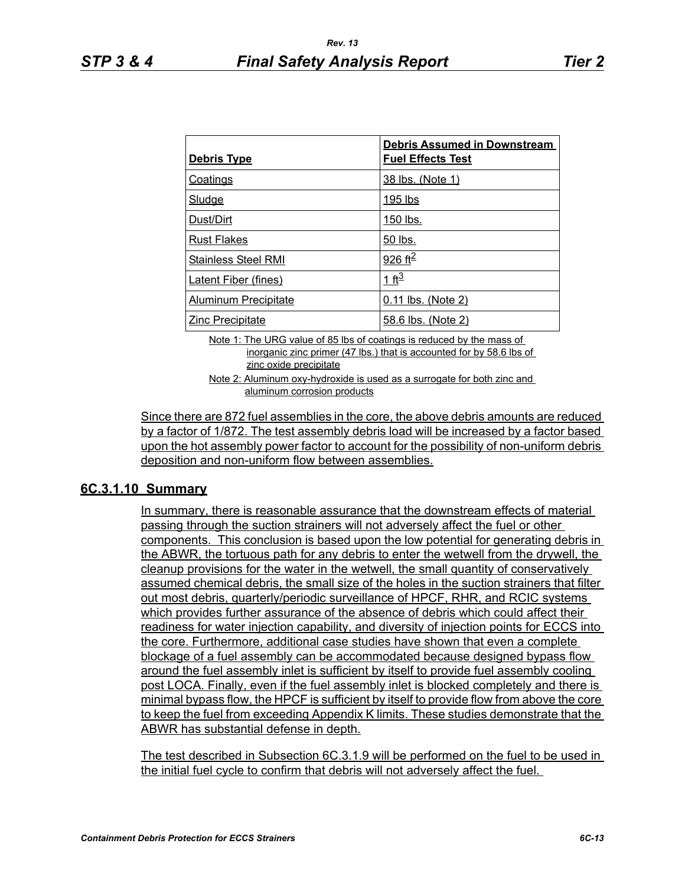| Debris Type | Debris Assumed in Downstream Fuel Effects Test |
|---|---|
| Coatings | 38 lbs. (Note 1) |
| Sludge | 195 lbs |
| Dust/Dirt | 150 lbs. |
| Rust Flakes | 50 lbs. |
| Stainless Steel RMI | 926 $ft^2$ |
| Latent Fiber (fines) | 1 $ft^3$ |
| Aluminum Precipitate | 0.11 lbs. (Note 2) |
| Zinc Precipitate | 58.6 lbs. (Note 2) |

Note 1: The URG value of 85 lbs of coatings is reduced by the mass of inorganic zinc primer (47 lbs.) that is accounted for by 58.6 lbs of zinc oxide precipitate

Note 2: Aluminum oxy-hydroxide is used as a surrogate for both zinc and aluminum corrosion products

Since there are 872 fuel assemblies in the core, the above debris amounts are reduced by a factor of 1/872. The test assembly debris load will be increased by a factor based upon the hot assembly power factor to account for the possibility of non-uniform debris deposition and non-uniform flow between assemblies.

### 6C.3.1.10 Summary

In summary, there is reasonable assurance that the downstream effects of material passing through the suction strainers will not adversely affect the fuel or other components. This conclusion is based upon the low potential for generating debris in the ABWR, the tortuous path for any debris to enter the wetwell from the drywell, the cleanup provisions for the water in the wetwell, the small quantity of conservatively assumed chemical debris, the small size of the holes in the suction strainers that filter out most debris, quarterly/periodic surveillance of HPCF, RHR, and RCIC systems which provides further assurance of the absence of debris which could affect their readiness for water injection capability, and diversity of injection points for ECCS into the core. Furthermore, additional case studies have shown that even a complete blockage of a fuel assembly can be accommodated because designed bypass flow around the fuel assembly inlet is sufficient by itself to provide fuel assembly cooling post LOCA. Finally, even if the fuel assembly inlet is blocked completely and there is minimal bypass flow, the HPCF is sufficient by itself to provide flow from above the core to keep the fuel from exceeding Appendix K limits. These studies demonstrate that the ABWR has substantial defense in depth.

The test described in Subsection 6C.3.1.9 will be performed on the fuel to be used in the initial fuel cycle to confirm that debris will not adversely affect the fuel.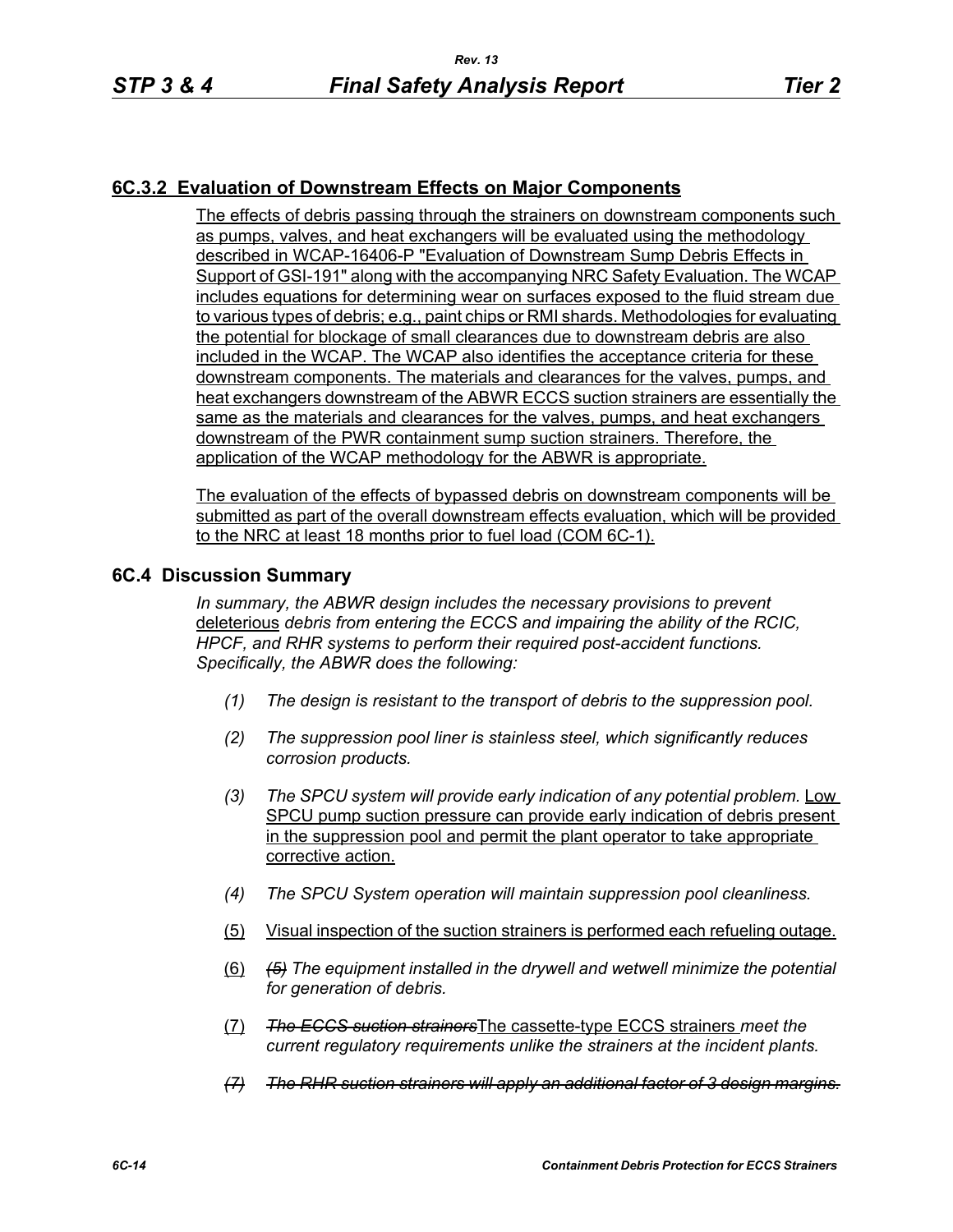## 6C.3.2 Evaluation of Downstream Effects on Major Components

The effects of debris passing through the strainers on downstream components such as pumps, valves, and heat exchangers will be evaluated using the methodology described in WCAP-16406-P "Evaluation of Downstream Sump Debris Effects in Support of GSI-191" along with the accompanying NRC Safety Evaluation. The WCAP includes equations for determining wear on surfaces exposed to the fluid stream due to various types of debris; e.g., paint chips or RMI shards. Methodologies for evaluating the potential for blockage of small clearances due to downstream debris are also included in the WCAP. The WCAP also identifies the acceptance criteria for these downstream components. The materials and clearances for the valves, pumps, and heat exchangers downstream of the ABWR ECCS suction strainers are essentially the same as the materials and clearances for the valves, pumps, and heat exchangers downstream of the PWR containment sump suction strainers. Therefore, the application of the WCAP methodology for the ABWR is appropriate.

The evaluation of the effects of bypassed debris on downstream components will be submitted as part of the overall downstream effects evaluation, which will be provided to the NRC at least 18 months prior to fuel load (COM 6C-1).

## 6C.4 Discussion Summary

*In summary, the ABWR design includes the necessary provisions to prevent* deleterious *debris from entering the ECCS and impairing the ability of the RCIC, HPCF, and RHR systems to perform their required post-accident functions. Specifically, the ABWR does the following:*

*(1) The design is resistant to the transport of debris to the suppression pool.*

*(2) The suppression pool liner is stainless steel, which significantly reduces corrosion products.*

*(3) The SPCU system will provide early indication of any potential problem.* Low SPCU pump suction pressure can provide early indication of debris present in the suppression pool and permit the plant operator to take appropriate corrective action.

*(4) The SPCU System operation will maintain suppression pool cleanliness.*

(5) Visual inspection of the suction strainers is performed each refueling outage.

(6) ~~*(5)*~~ *The equipment installed in the drywell and wetwell minimize the potential for generation of debris.*

(7) ~~*The ECCS suction strainers*~~The cassette-type ECCS strainers *meet the current regulatory requirements unlike the strainers at the incident plants.*

~~*(7) The RHR suction strainers will apply an additional factor of 3 design margins.*~~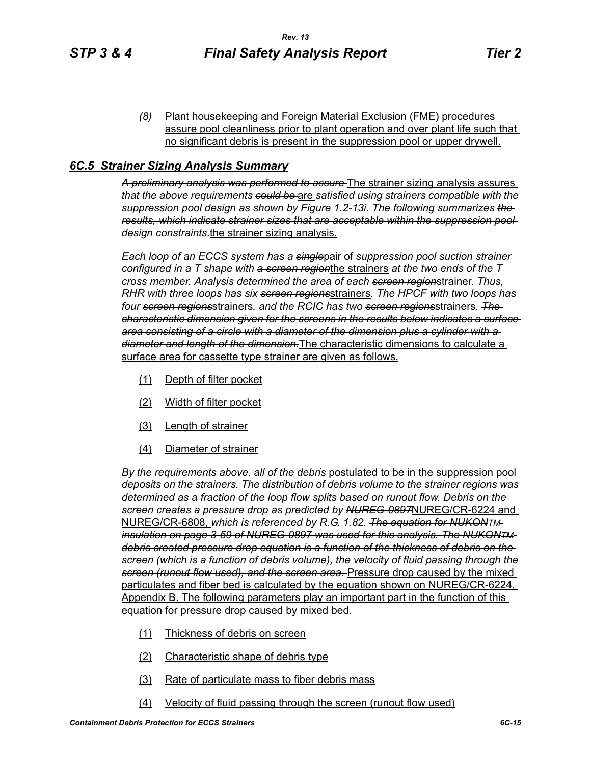(8) Plant housekeeping and Foreign Material Exclusion (FME) procedures assure pool cleanliness prior to plant operation and over plant life such that no significant debris is present in the suppression pool or upper drywell.

## *6C.5 Strainer Sizing Analysis Summary*

~~*A preliminary analysis was performed to assure*~~ The strainer sizing analysis assures *that the above requirements* ~~*could be*~~ are *satisfied using strainers compatible with the suppression pool design as shown by Figure 1.2-13i. The following summarizes* ~~*the results, which indicate strainer sizes that are acceptable within the suppression pool design constraints.*~~ the strainer sizing analysis.

*Each loop of an ECCS system has a* ~~*single*~~ pair of *suppression pool suction strainer configured in a T shape with* ~~*a screen region*~~ the strainers *at the two ends of the T cross member. Analysis determined the area of each* ~~*screen region*~~ strainer*. Thus, RHR with three loops has six* ~~*screen regions*~~ strainers*. The HPCF with two loops has four* ~~*screen regions*~~ strainers*, and the RCIC has two* ~~*screen regions*~~ strainers*.* ~~*The characteristic dimension given for the screens in the results below indicates a surface area consisting of a circle with a diameter of the dimension plus a cylinder with a diameter and length of the dimension.*~~ The characteristic dimensions to calculate a surface area for cassette type strainer are given as follows,

(1) Depth of filter pocket

(2) Width of filter pocket

(3) Length of strainer

(4) Diameter of strainer

*By the requirements above, all of the debris* postulated to be in the suppression pool *deposits on the strainers. The distribution of debris volume to the strainer regions was determined as a fraction of the loop flow splits based on runout flow. Debris on the screen creates a pressure drop as predicted by* ~~*NUREG-0897*~~ NUREG/CR-6224 and NUREG/CR-6808, *which is referenced by R.G. 1.82.* ~~*The equation for NUKONTM insulation on page 3-59 of NUREG-0897 was used for this analysis. The NUKONTM debris created pressure drop equation is a function of the thickness of debris on the screen (which is a function of debris volume), the velocity of fluid passing through the screen (runout flow used), and the screen area.*~~ Pressure drop caused by the mixed particulates and fiber bed is calculated by the equation shown on NUREG/CR-6224, Appendix B. The following parameters play an important part in the function of this equation for pressure drop caused by mixed bed.

(1) Thickness of debris on screen

(2) Characteristic shape of debris type

(3) Rate of particulate mass to fiber debris mass

(4) Velocity of fluid passing through the screen (runout flow used)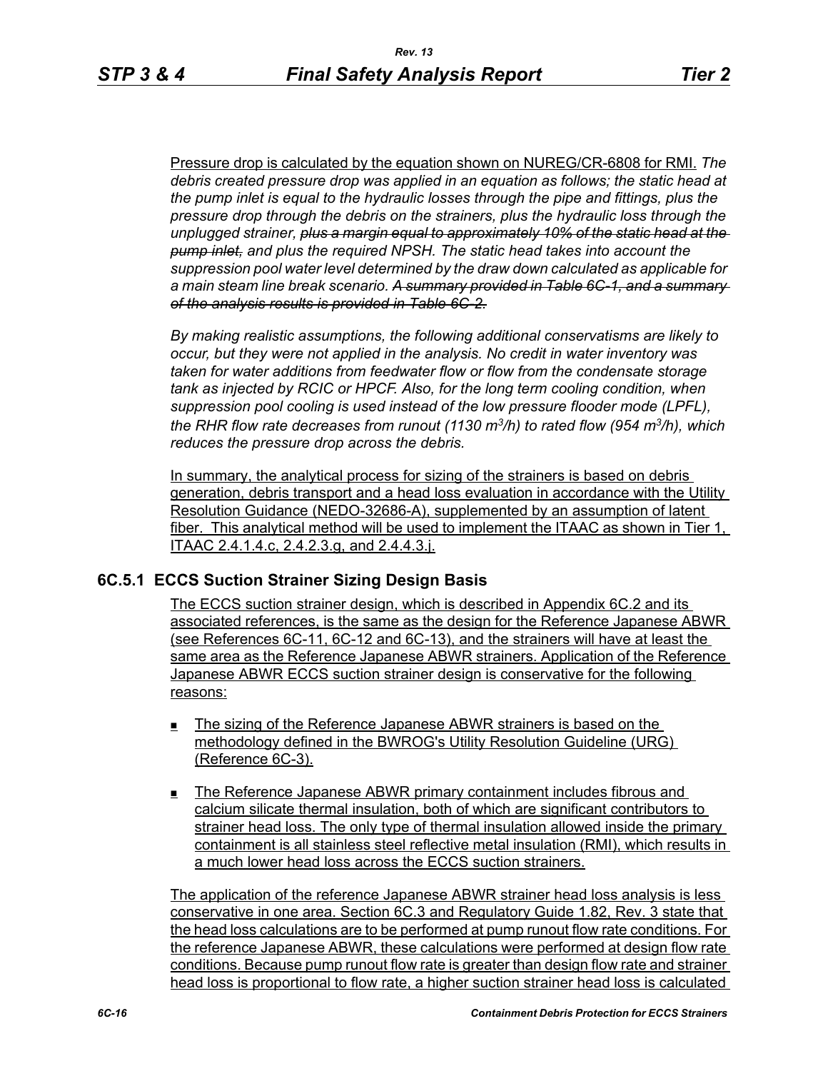Pressure drop is calculated by the equation shown on NUREG/CR-6808 for RMI. *The debris created pressure drop was applied in an equation as follows; the static head at the pump inlet is equal to the hydraulic losses through the pipe and fittings, plus the pressure drop through the debris on the strainers, plus the hydraulic loss through the unplugged strainer, ~~plus a margin equal to approximately 10% of the static head at the pump inlet,~~ and plus the required NPSH. The static head takes into account the suppression pool water level determined by the draw down calculated as applicable for a main steam line break scenario. ~~A summary provided in Table 6C-1, and a summary of the analysis results is provided in Table 6C-2.~~*

*By making realistic assumptions, the following additional conservatisms are likely to occur, but they were not applied in the analysis. No credit in water inventory was taken for water additions from feedwater flow or flow from the condensate storage tank as injected by RCIC or HPCF. Also, for the long term cooling condition, when suppression pool cooling is used instead of the low pressure flooder mode (LPFL), the RHR flow rate decreases from runout (1130 $m^3/h$) to rated flow (954 $m^3/h$), which reduces the pressure drop across the debris.*

In summary, the analytical process for sizing of the strainers is based on debris generation, debris transport and a head loss evaluation in accordance with the Utility Resolution Guidance (NEDO-32686-A), supplemented by an assumption of latent fiber. This analytical method will be used to implement the ITAAC as shown in Tier 1, ITAAC 2.4.1.4.c, 2.4.2.3.g, and 2.4.4.3.j.

## 6C.5.1 ECCS Suction Strainer Sizing Design Basis

The ECCS suction strainer design, which is described in Appendix 6C.2 and its associated references, is the same as the design for the Reference Japanese ABWR (see References 6C-11, 6C-12 and 6C-13), and the strainers will have at least the same area as the Reference Japanese ABWR strainers. Application of the Reference Japanese ABWR ECCS suction strainer design is conservative for the following reasons:

- The sizing of the Reference Japanese ABWR strainers is based on the methodology defined in the BWROG's Utility Resolution Guideline (URG) (Reference 6C-3).
- The Reference Japanese ABWR primary containment includes fibrous and calcium silicate thermal insulation, both of which are significant contributors to strainer head loss. The only type of thermal insulation allowed inside the primary containment is all stainless steel reflective metal insulation (RMI), which results in a much lower head loss across the ECCS suction strainers.

The application of the reference Japanese ABWR strainer head loss analysis is less conservative in one area. Section 6C.3 and Regulatory Guide 1.82, Rev. 3 state that the head loss calculations are to be performed at pump runout flow rate conditions. For the reference Japanese ABWR, these calculations were performed at design flow rate conditions. Because pump runout flow rate is greater than design flow rate and strainer head loss is proportional to flow rate, a higher suction strainer head loss is calculated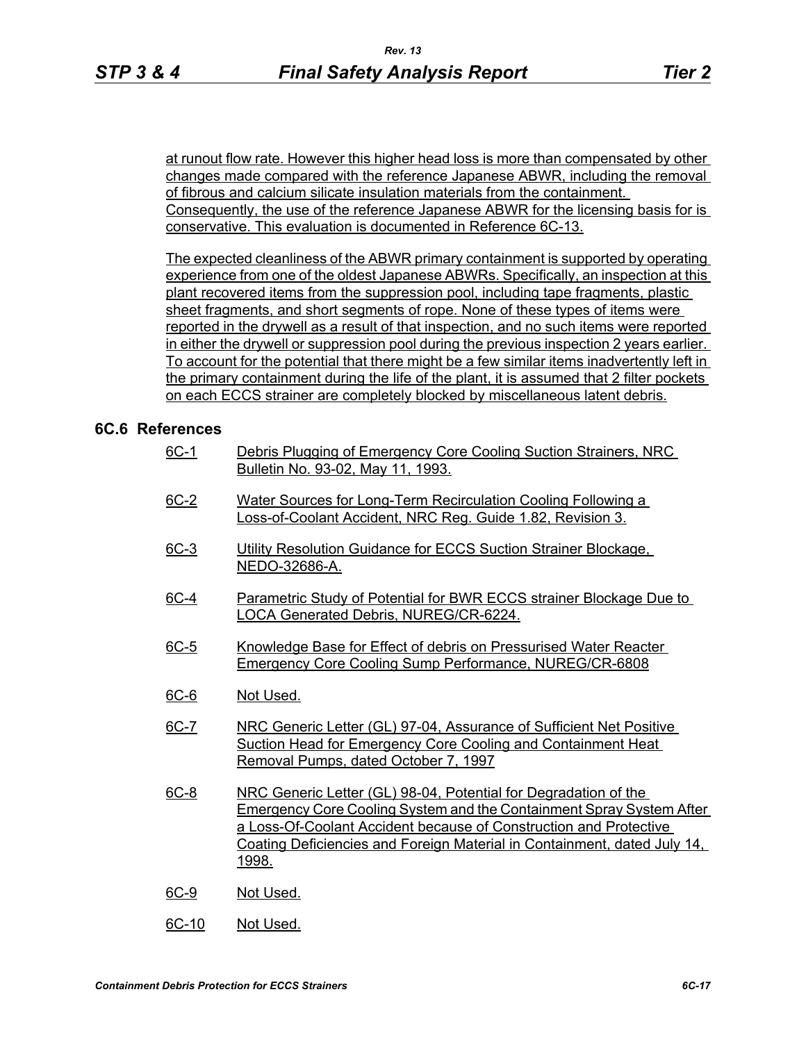at runout flow rate. However this higher head loss is more than compensated by other changes made compared with the reference Japanese ABWR, including the removal of fibrous and calcium silicate insulation materials from the containment. Consequently, the use of the reference Japanese ABWR for the licensing basis for is conservative. This evaluation is documented in Reference 6C-13.

The expected cleanliness of the ABWR primary containment is supported by operating experience from one of the oldest Japanese ABWRs. Specifically, an inspection at this plant recovered items from the suppression pool, including tape fragments, plastic sheet fragments, and short segments of rope. None of these types of items were reported in the drywell as a result of that inspection, and no such items were reported in either the drywell or suppression pool during the previous inspection 2 years earlier. To account for the potential that there might be a few similar items inadvertently left in the primary containment during the life of the plant, it is assumed that 2 filter pockets on each ECCS strainer are completely blocked by miscellaneous latent debris.

## 6C.6 References

6C-1 Debris Plugging of Emergency Core Cooling Suction Strainers, NRC Bulletin No. 93-02, May 11, 1993.

6C-2 Water Sources for Long-Term Recirculation Cooling Following a Loss-of-Coolant Accident, NRC Reg. Guide 1.82, Revision 3.

6C-3 Utility Resolution Guidance for ECCS Suction Strainer Blockage, NEDO-32686-A.

6C-4 Parametric Study of Potential for BWR ECCS strainer Blockage Due to LOCA Generated Debris, NUREG/CR-6224.

6C-5 Knowledge Base for Effect of debris on Pressurised Water Reacter Emergency Core Cooling Sump Performance, NUREG/CR-6808

6C-6 Not Used.

6C-7 NRC Generic Letter (GL) 97-04, Assurance of Sufficient Net Positive Suction Head for Emergency Core Cooling and Containment Heat Removal Pumps, dated October 7, 1997

6C-8 NRC Generic Letter (GL) 98-04, Potential for Degradation of the Emergency Core Cooling System and the Containment Spray System After a Loss-Of-Coolant Accident because of Construction and Protective Coating Deficiencies and Foreign Material in Containment, dated July 14, 1998.

6C-9 Not Used.

6C-10 Not Used.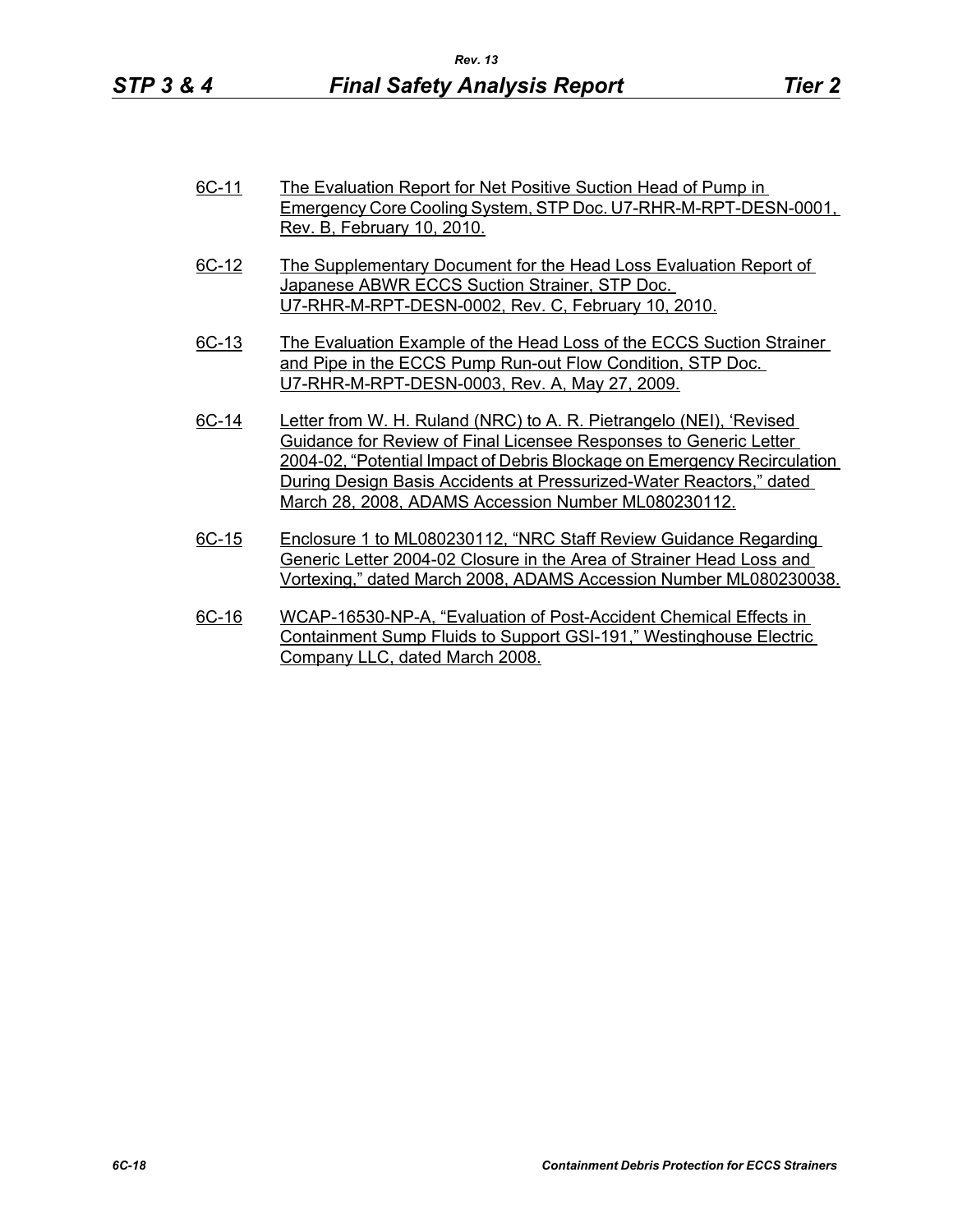6C-11 The Evaluation Report for Net Positive Suction Head of Pump in Emergency Core Cooling System, STP Doc. U7-RHR-M-RPT-DESN-0001, Rev. B, February 10, 2010.

6C-12 The Supplementary Document for the Head Loss Evaluation Report of Japanese ABWR ECCS Suction Strainer, STP Doc. U7-RHR-M-RPT-DESN-0002, Rev. C, February 10, 2010.

6C-13 The Evaluation Example of the Head Loss of the ECCS Suction Strainer and Pipe in the ECCS Pump Run-out Flow Condition, STP Doc. U7-RHR-M-RPT-DESN-0003, Rev. A, May 27, 2009.

6C-14 Letter from W. H. Ruland (NRC) to A. R. Pietrangelo (NEI), 'Revised Guidance for Review of Final Licensee Responses to Generic Letter 2004-02, "Potential Impact of Debris Blockage on Emergency Recirculation During Design Basis Accidents at Pressurized-Water Reactors," dated March 28, 2008, ADAMS Accession Number ML080230112.

6C-15 Enclosure 1 to ML080230112, "NRC Staff Review Guidance Regarding Generic Letter 2004-02 Closure in the Area of Strainer Head Loss and Vortexing," dated March 2008, ADAMS Accession Number ML080230038.

6C-16 WCAP-16530-NP-A, "Evaluation of Post-Accident Chemical Effects in Containment Sump Fluids to Support GSI-191," Westinghouse Electric Company LLC, dated March 2008.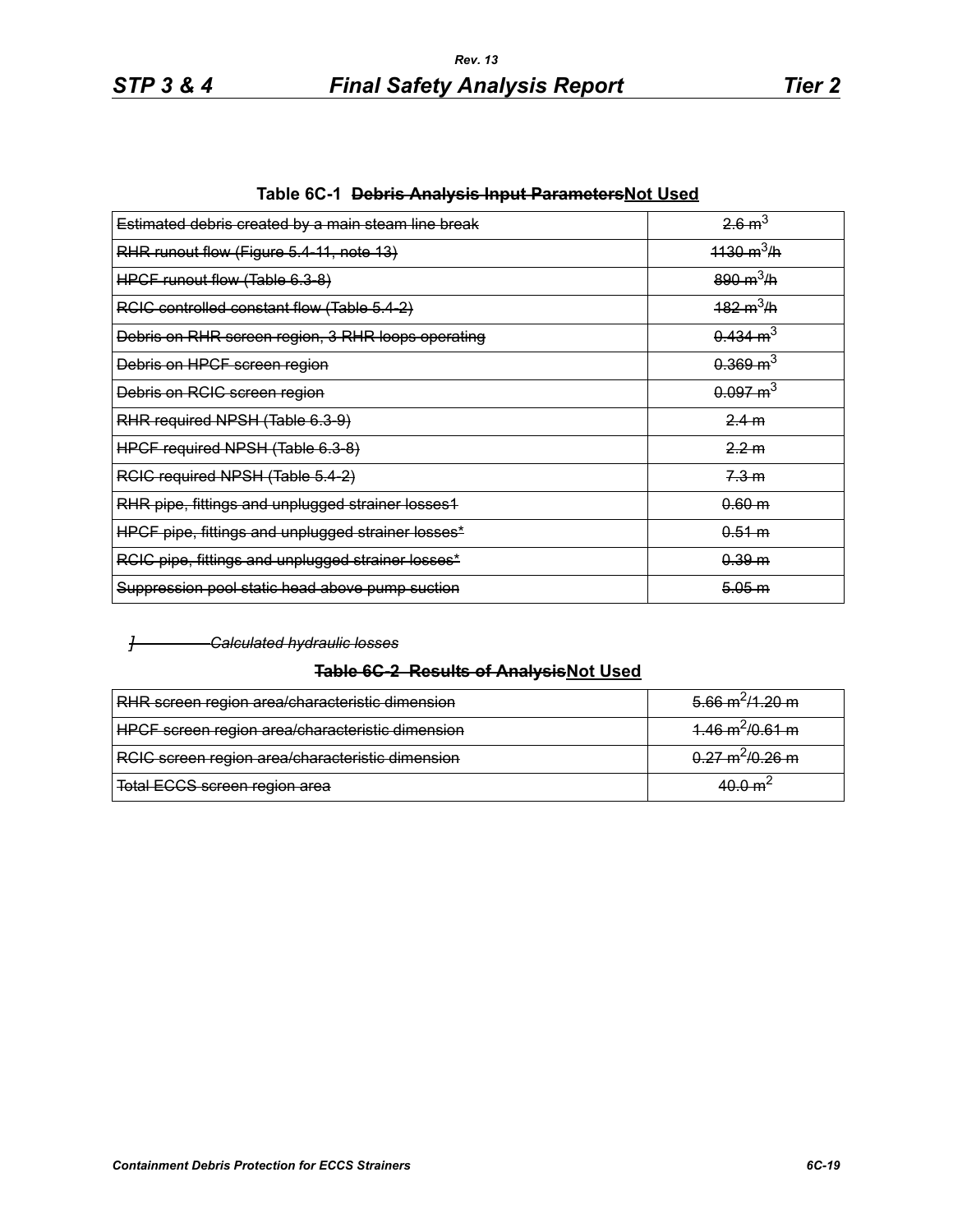**Table 6C-1 ~~Debris Analysis Input Parameters~~Not Used**

| | |
|---|---|
| ~~Estimated debris created by a main steam line break~~ | ~~2.6 $m^3$~~ |
| ~~RHR runout flow (Figure 5.4-11, note 13)~~ | ~~1130 $m^3$/h~~ |
| ~~HPCF runout flow (Table 6.3-8)~~ | ~~890 $m^3$/h~~ |
| ~~RCIC controlled constant flow (Table 5.4-2)~~ | ~~182 $m^3$/h~~ |
| ~~Debris on RHR screen region, 3 RHR loops operating~~ | ~~0.434 $m^3$~~ |
| ~~Debris on HPCF screen region~~ | ~~0.369 $m^3$~~ |
| ~~Debris on RCIC screen region~~ | ~~0.097 $m^3$~~ |
| ~~RHR required NPSH (Table 6.3-9)~~ | ~~2.4 m~~ |
| ~~HPCF required NPSH (Table 6.3-8)~~ | ~~2.2 m~~ |
| ~~RCIC required NPSH (Table 5.4-2)~~ | ~~7.3 m~~ |
| ~~RHR pipe, fittings and unplugged strainer losses1~~ | ~~0.60 m~~ |
| ~~HPCF pipe, fittings and unplugged strainer losses*~~ | ~~0.51 m~~ |
| ~~RCIC pipe, fittings and unplugged strainer losses*~~ | ~~0.39 m~~ |
| ~~Suppression pool static head above pump suction~~ | ~~5.05 m~~ |

~~*]            Calculated hydraulic losses*~~

**~~Table 6C-2 Results of Analysis~~Not Used**

| | |
|---|---|
| ~~RHR screen region area/characteristic dimension~~ | ~~5.66 $m^2$/1.20 m~~ |
| ~~HPCF screen region area/characteristic dimension~~ | ~~1.46 $m^2$/0.61 m~~ |
| ~~RCIC screen region area/characteristic dimension~~ | ~~0.27 $m^2$/0.26 m~~ |
| ~~Total ECCS screen region area~~ | ~~40.0 $m^2$~~ |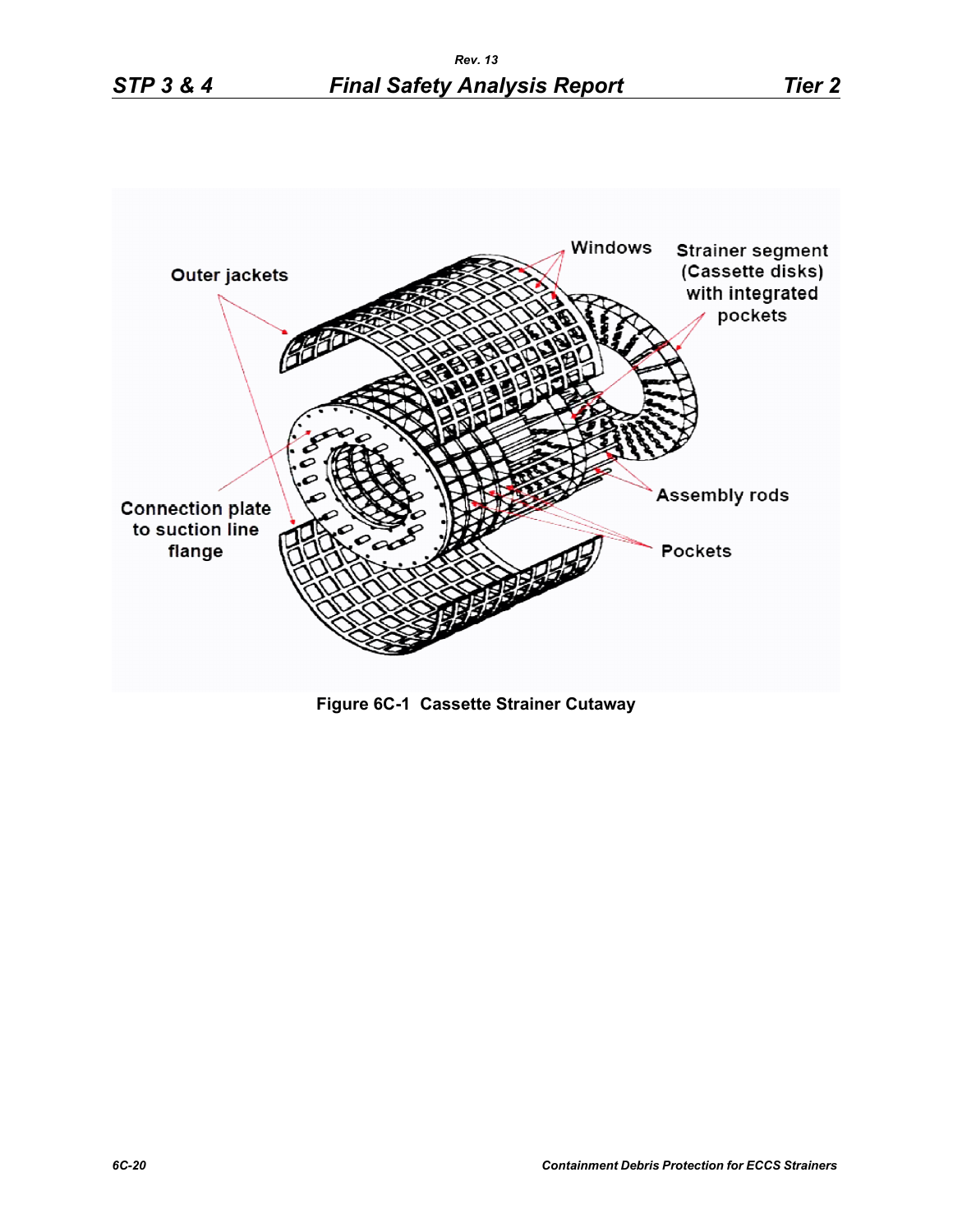Outer jackets

Windows

Strainer segment (Cassette disks) with integrated pockets

Connection plate to suction line flange

Assembly rods

Pockets

**Figure 6C-1 Cassette Strainer Cutaway**